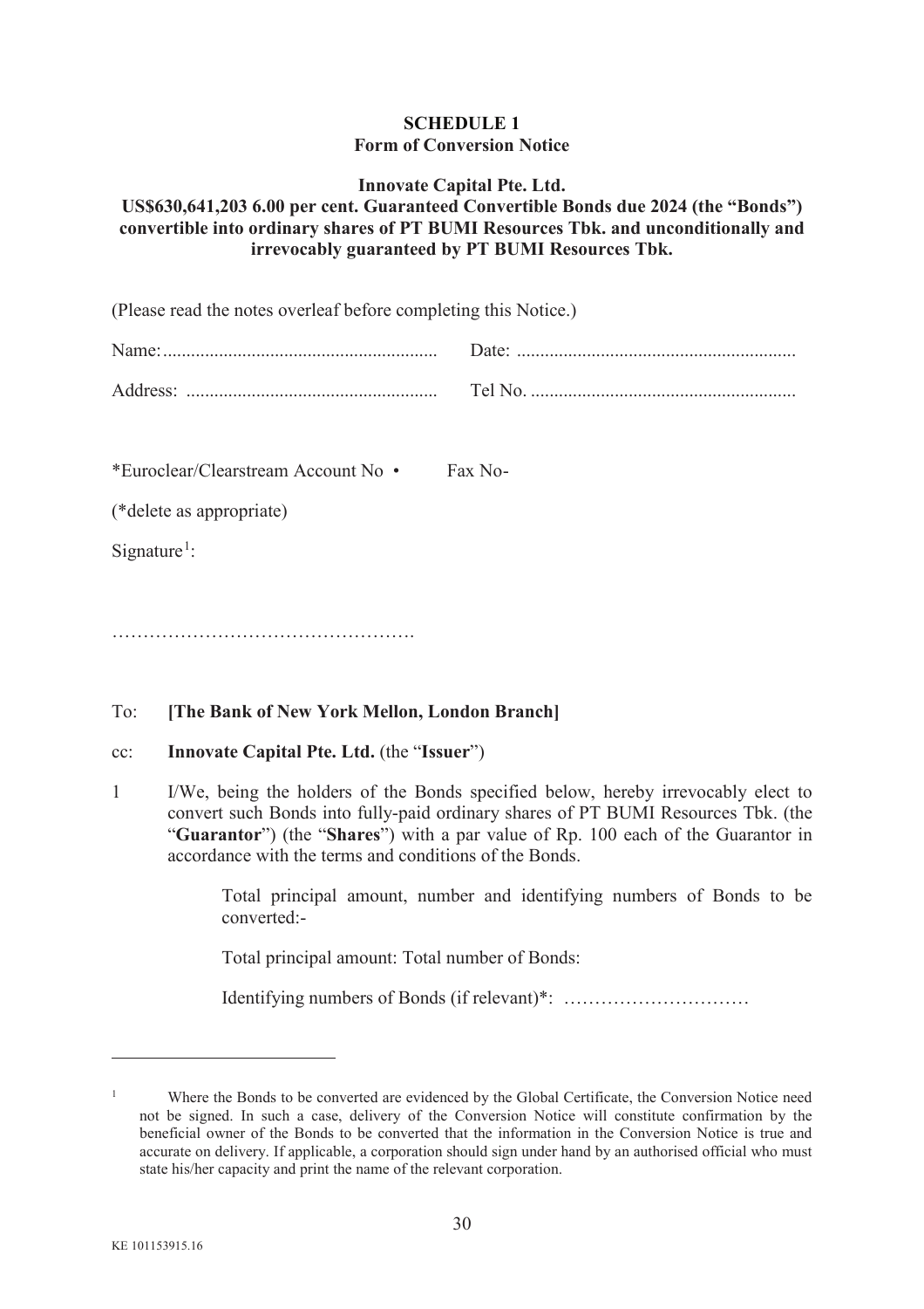**SCHEDULE 1**
**Form of Conversion Notice**

**Innovate Capital Pte. Ltd.**
**US$630,641,203 6.00 per cent. Guaranteed Convertible Bonds due 2024 (the "Bonds") convertible into ordinary shares of PT BUMI Resources Tbk. and unconditionally and irrevocably guaranteed by PT BUMI Resources Tbk.**

(Please read the notes overleaf before completing this Notice.)

Name:.......................................................... Date: ..........................................................

Address: .................................................... Tel No. ........................................................

*Euroclear/Clearstream Account No • Fax No-

(*delete as appropriate)

Signature[1]:

…………………………………………….

To: **[The Bank of New York Mellon, London Branch]**

cc: **Innovate Capital Pte. Ltd.** (the "**Issuer**")

1 I/We, being the holders of the Bonds specified below, hereby irrevocably elect to convert such Bonds into fully-paid ordinary shares of PT BUMI Resources Tbk. (the "**Guarantor**") (the "**Shares**") with a par value of Rp. 100 each of the Guarantor in accordance with the terms and conditions of the Bonds.

Total principal amount, number and identifying numbers of Bonds to be converted:-

Total principal amount: Total number of Bonds:

Identifying numbers of Bonds (if relevant)*: …………………………

---

[1] Where the Bonds to be converted are evidenced by the Global Certificate, the Conversion Notice need not be signed. In such a case, delivery of the Conversion Notice will constitute confirmation by the beneficial owner of the Bonds to be converted that the information in the Conversion Notice is true and accurate on delivery. If applicable, a corporation should sign under hand by an authorised official who must state his/her capacity and print the name of the relevant corporation.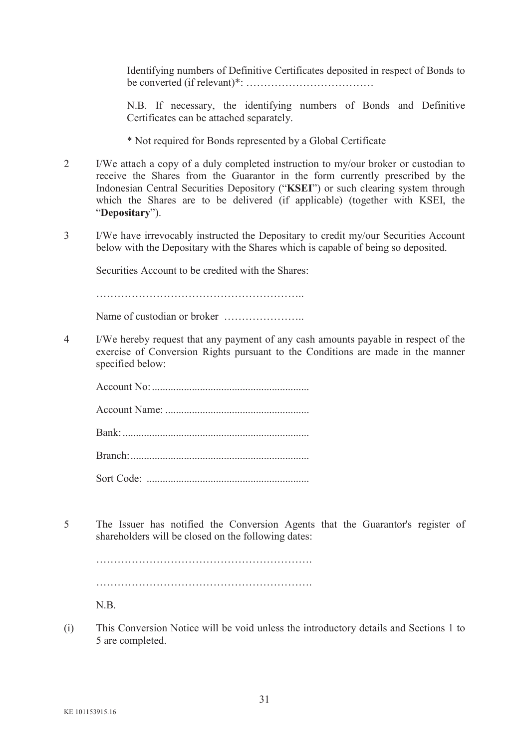Identifying numbers of Definitive Certificates deposited in respect of Bonds to be converted (if relevant)*: ………………………………

N.B. If necessary, the identifying numbers of Bonds and Definitive Certificates can be attached separately.

* Not required for Bonds represented by a Global Certificate

2 I/We attach a copy of a duly completed instruction to my/our broker or custodian to receive the Shares from the Guarantor in the form currently prescribed by the Indonesian Central Securities Depository ("**KSEI**") or such clearing system through which the Shares are to be delivered (if applicable) (together with KSEI, the "**Depositary**").

3 I/We have irrevocably instructed the Depositary to credit my/our Securities Account below with the Depositary with the Shares which is capable of being so deposited.

Securities Account to be credited with the Shares:

…………………………………………………..

Name of custodian or broker …………………..

4 I/We hereby request that any payment of any cash amounts payable in respect of the exercise of Conversion Rights pursuant to the Conditions are made in the manner specified below:

Account No: ..........................................................

Account Name: .....................................................

Bank: .....................................................................

Branch: ..................................................................

Sort Code: ............................................................

5 The Issuer has notified the Conversion Agents that the Guarantor's register of shareholders will be closed on the following dates:

…………………………………………………….

…………………………………………………….

N.B.

(i) This Conversion Notice will be void unless the introductory details and Sections 1 to 5 are completed.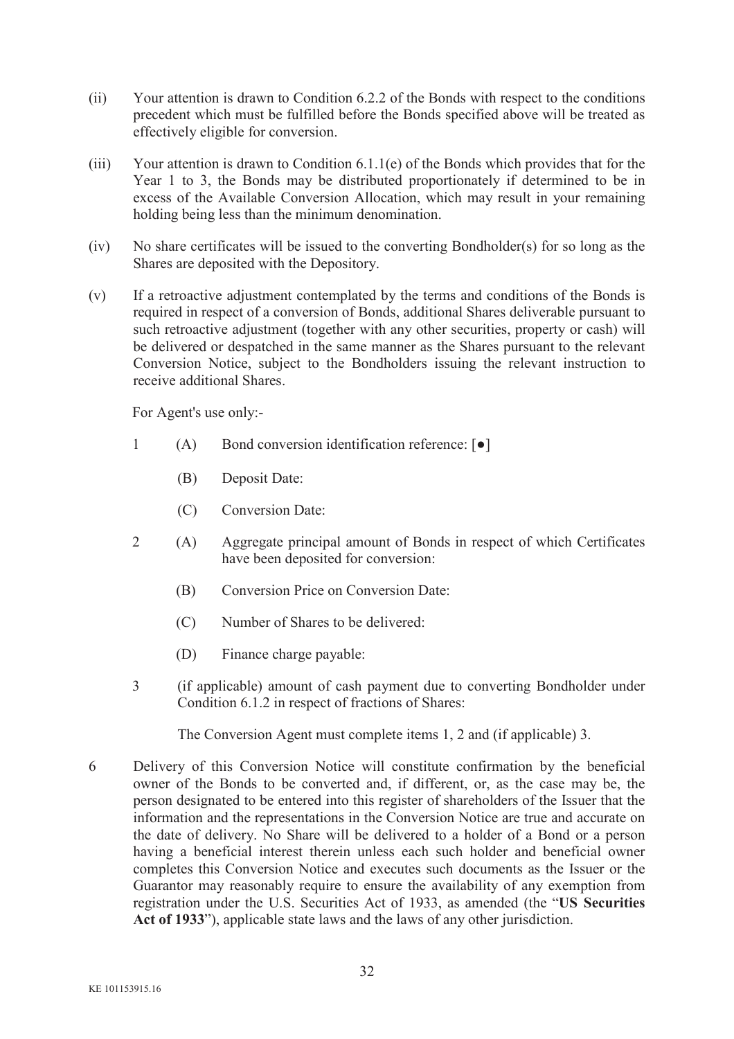(ii) Your attention is drawn to Condition 6.2.2 of the Bonds with respect to the conditions precedent which must be fulfilled before the Bonds specified above will be treated as effectively eligible for conversion.

(iii) Your attention is drawn to Condition 6.1.1(e) of the Bonds which provides that for the Year 1 to 3, the Bonds may be distributed proportionately if determined to be in excess of the Available Conversion Allocation, which may result in your remaining holding being less than the minimum denomination.

(iv) No share certificates will be issued to the converting Bondholder(s) for so long as the Shares are deposited with the Depository.

(v) If a retroactive adjustment contemplated by the terms and conditions of the Bonds is required in respect of a conversion of Bonds, additional Shares deliverable pursuant to such retroactive adjustment (together with any other securities, property or cash) will be delivered or despatched in the same manner as the Shares pursuant to the relevant Conversion Notice, subject to the Bondholders issuing the relevant instruction to receive additional Shares.

For Agent's use only:-

1 (A) Bond conversion identification reference: [●]

  (B) Deposit Date:

  (C) Conversion Date:

2 (A) Aggregate principal amount of Bonds in respect of which Certificates have been deposited for conversion:

  (B) Conversion Price on Conversion Date:

  (C) Number of Shares to be delivered:

  (D) Finance charge payable:

3 (if applicable) amount of cash payment due to converting Bondholder under Condition 6.1.2 in respect of fractions of Shares:

The Conversion Agent must complete items 1, 2 and (if applicable) 3.

6 Delivery of this Conversion Notice will constitute confirmation by the beneficial owner of the Bonds to be converted and, if different, or, as the case may be, the person designated to be entered into this register of shareholders of the Issuer that the information and the representations in the Conversion Notice are true and accurate on the date of delivery. No Share will be delivered to a holder of a Bond or a person having a beneficial interest therein unless each such holder and beneficial owner completes this Conversion Notice and executes such documents as the Issuer or the Guarantor may reasonably require to ensure the availability of any exemption from registration under the U.S. Securities Act of 1933, as amended (the "**US Securities Act of 1933**"), applicable state laws and the laws of any other jurisdiction.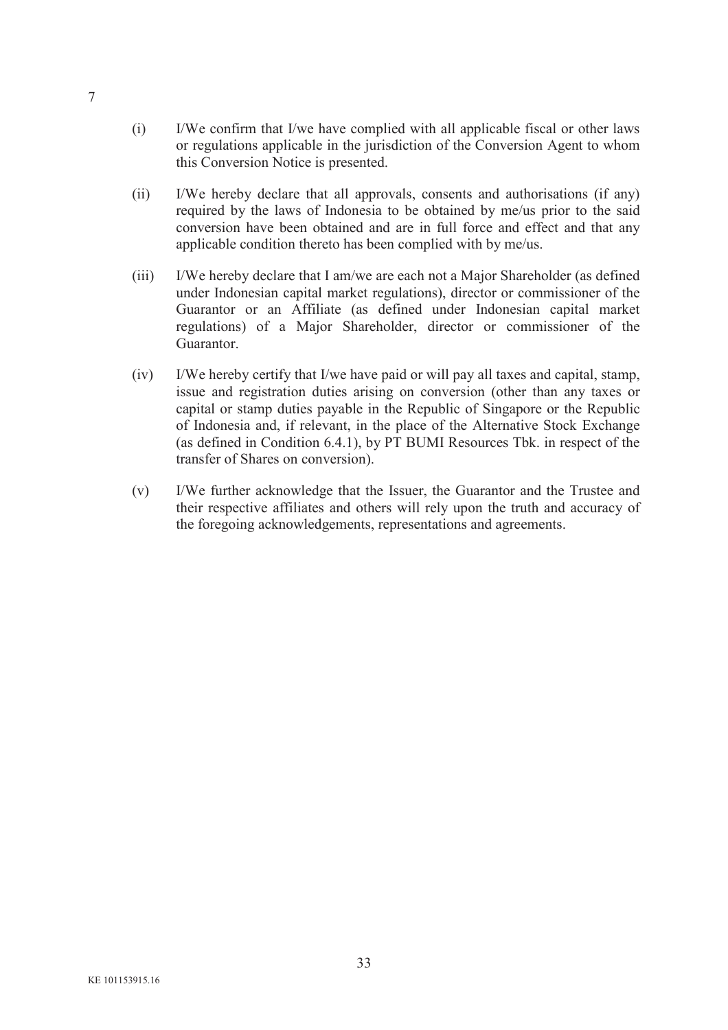7

(i) I/We confirm that I/we have complied with all applicable fiscal or other laws or regulations applicable in the jurisdiction of the Conversion Agent to whom this Conversion Notice is presented.

(ii) I/We hereby declare that all approvals, consents and authorisations (if any) required by the laws of Indonesia to be obtained by me/us prior to the said conversion have been obtained and are in full force and effect and that any applicable condition thereto has been complied with by me/us.

(iii) I/We hereby declare that I am/we are each not a Major Shareholder (as defined under Indonesian capital market regulations), director or commissioner of the Guarantor or an Affiliate (as defined under Indonesian capital market regulations) of a Major Shareholder, director or commissioner of the Guarantor.

(iv) I/We hereby certify that I/we have paid or will pay all taxes and capital, stamp, issue and registration duties arising on conversion (other than any taxes or capital or stamp duties payable in the Republic of Singapore or the Republic of Indonesia and, if relevant, in the place of the Alternative Stock Exchange (as defined in Condition 6.4.1), by PT BUMI Resources Tbk. in respect of the transfer of Shares on conversion).

(v) I/We further acknowledge that the Issuer, the Guarantor and the Trustee and their respective affiliates and others will rely upon the truth and accuracy of the foregoing acknowledgements, representations and agreements.